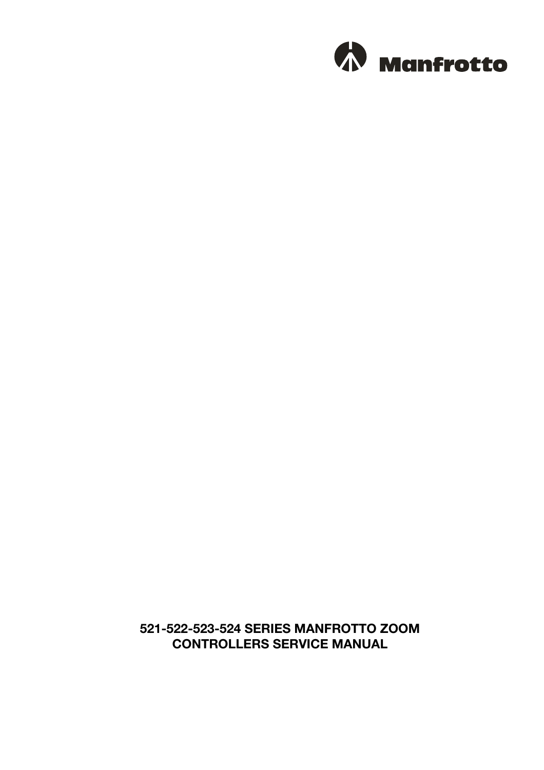Manfrotto

# 521-522-523-524 SERIES MANFROTTO ZOOM CONTROLLERS SERVICE MANUAL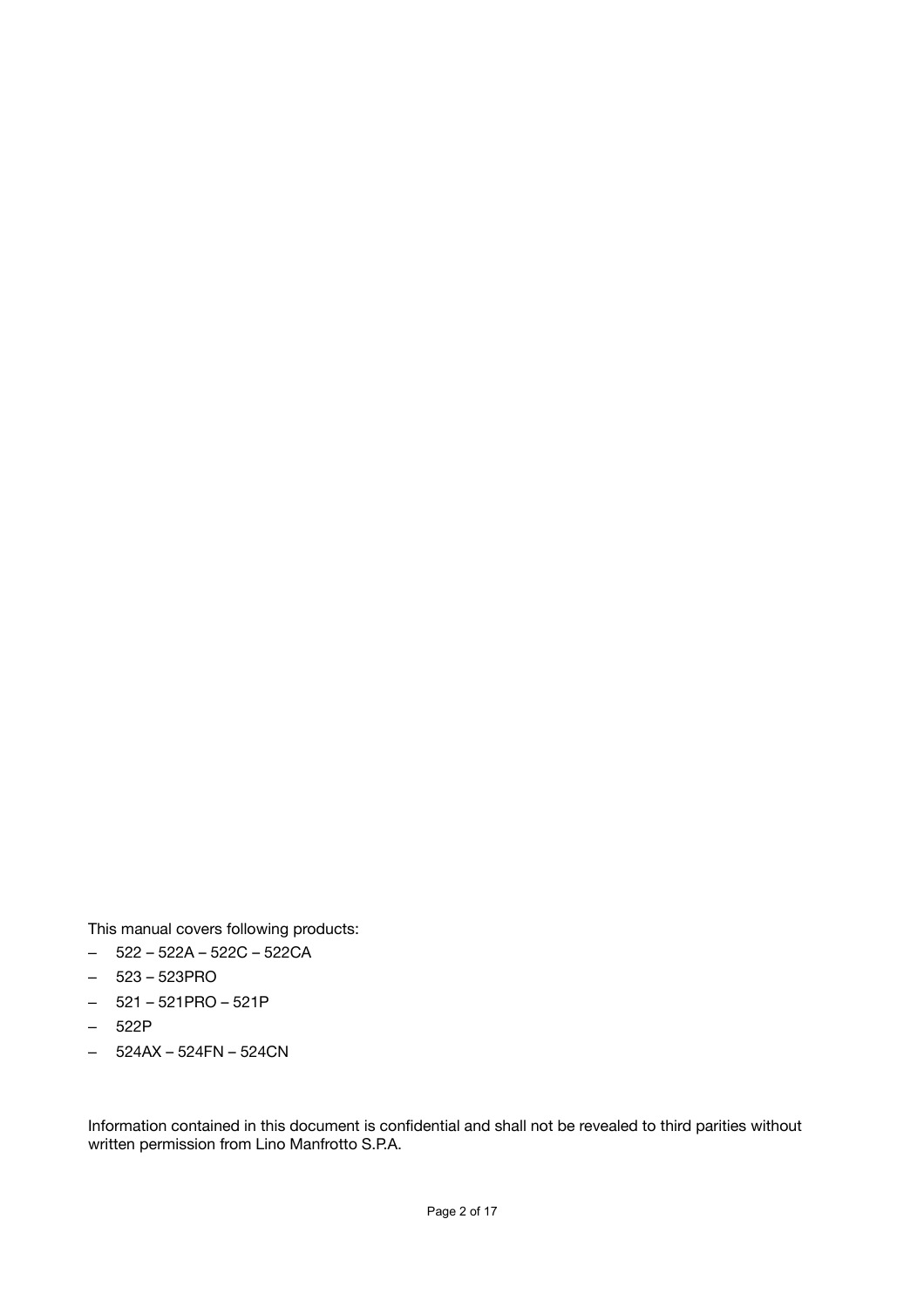This manual covers following products:

- 522 – 522A – 522C – 522CA
- 523 – 523PRO
- 521 – 521PRO – 521P
- 522P
- 524AX – 524FN – 524CN

Information contained in this document is confidential and shall not be revealed to third parities without written permission from Lino Manfrotto S.P.A.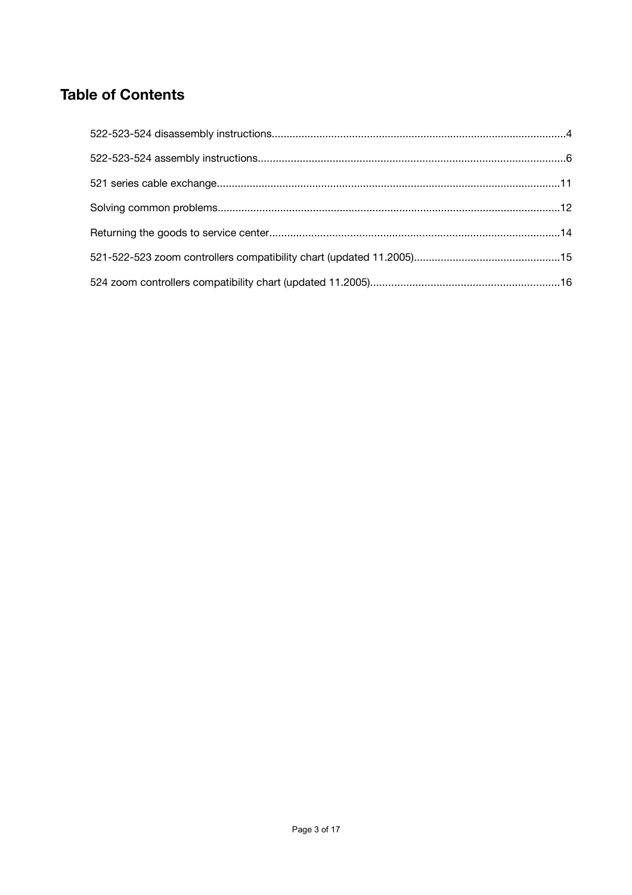# Table of Contents

522-523-524 disassembly instructions.....4

522-523-524 assembly instructions.....6

521 series cable exchange.....11

Solving common problems.....12

Returning the goods to service center.....14

521-522-523 zoom controllers compatibility chart (updated 11.2005).....15

524 zoom controllers compatibility chart (updated 11.2005).....16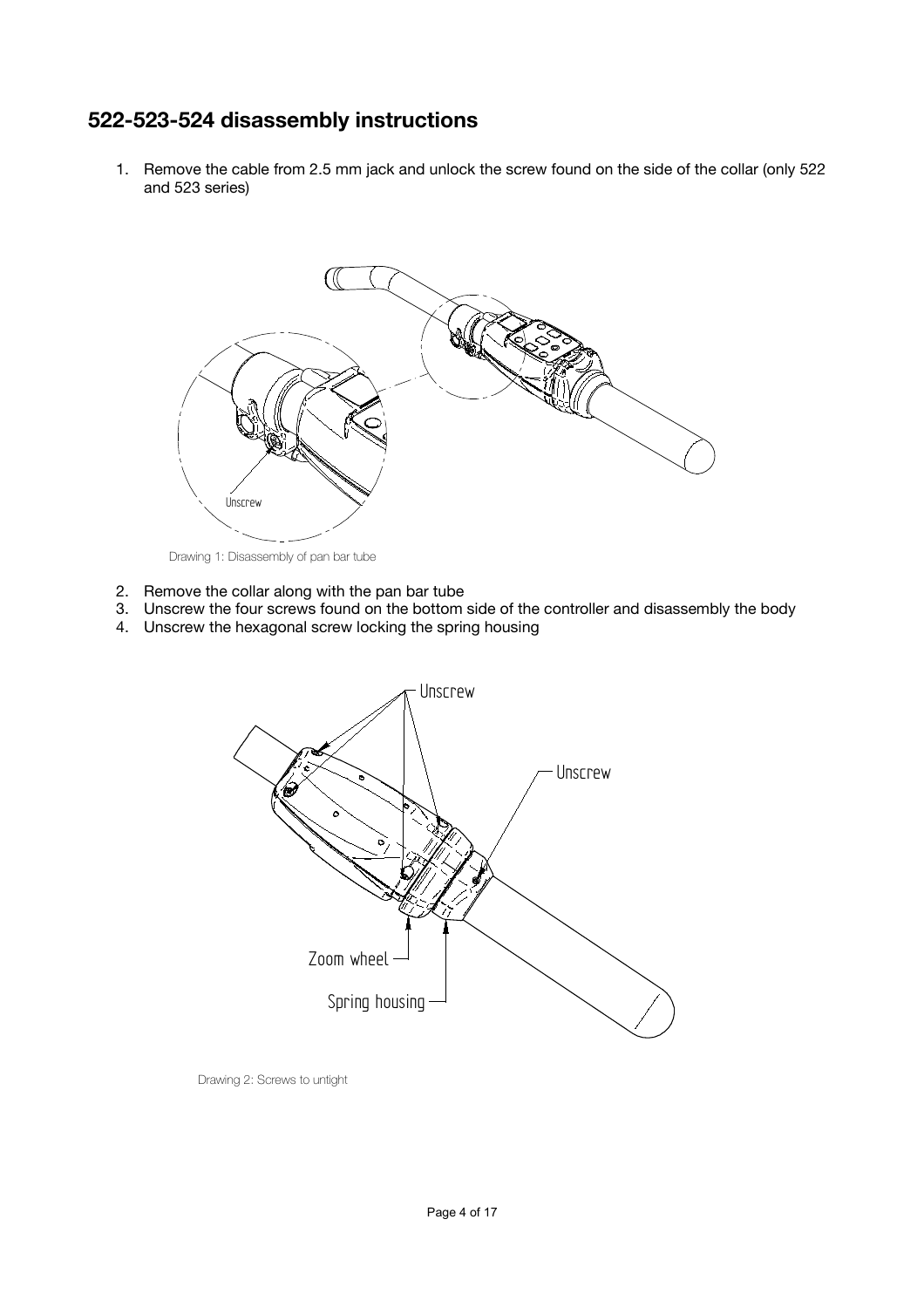## 522-523-524 disassembly instructions

1. Remove the cable from 2.5 mm jack and unlock the screw found on the side of the collar (only 522 and 523 series)

Unscrew

Drawing 1: Disassembly of pan bar tube

2. Remove the collar along with the pan bar tube
3. Unscrew the four screws found on the bottom side of the controller and disassembly the body
4. Unscrew the hexagonal screw locking the spring housing

Unscrew

Unscrew

Zoom wheel

Spring housing

Drawing 2: Screws to untight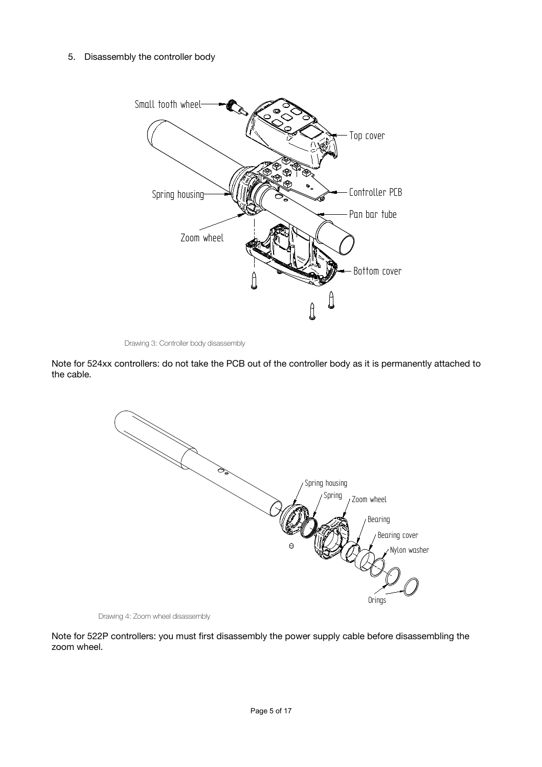5. Disassembly the controller body

Drawing 3: Controller body disassembly

Note for 524xx controllers: do not take the PCB out of the controller body as it is permanently attached to the cable.

Drawing 4: Zoom wheel disassembly

Note for 522P controllers: you must first disassembly the power supply cable before disassembling the zoom wheel.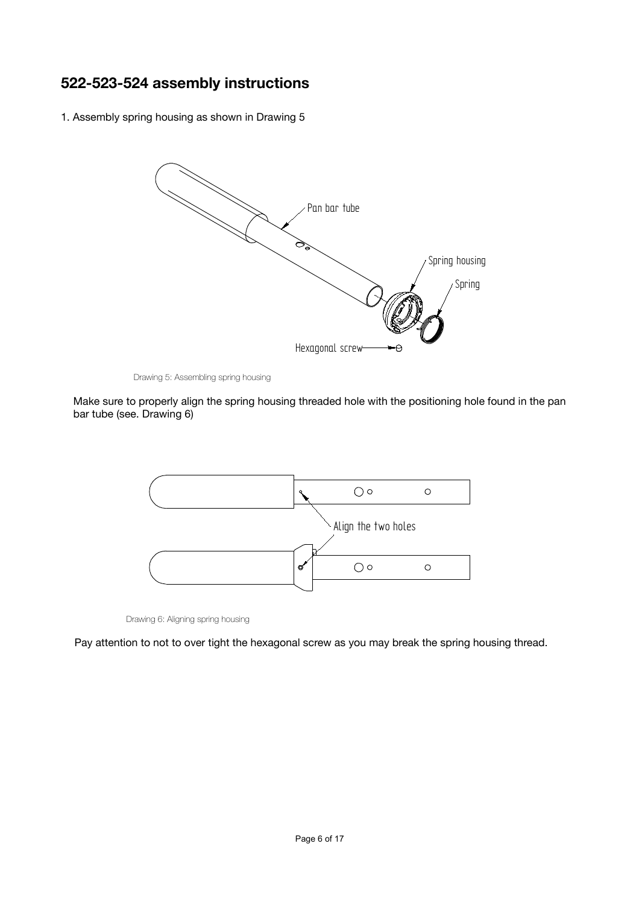## 522-523-524 assembly instructions

1. Assembly spring housing as shown in Drawing 5

Drawing 5: Assembling spring housing

Make sure to properly align the spring housing threaded hole with the positioning hole found in the pan bar tube (see. Drawing 6)

Drawing 6: Aligning spring housing

Pay attention to not to over tight the hexagonal screw as you may break the spring housing thread.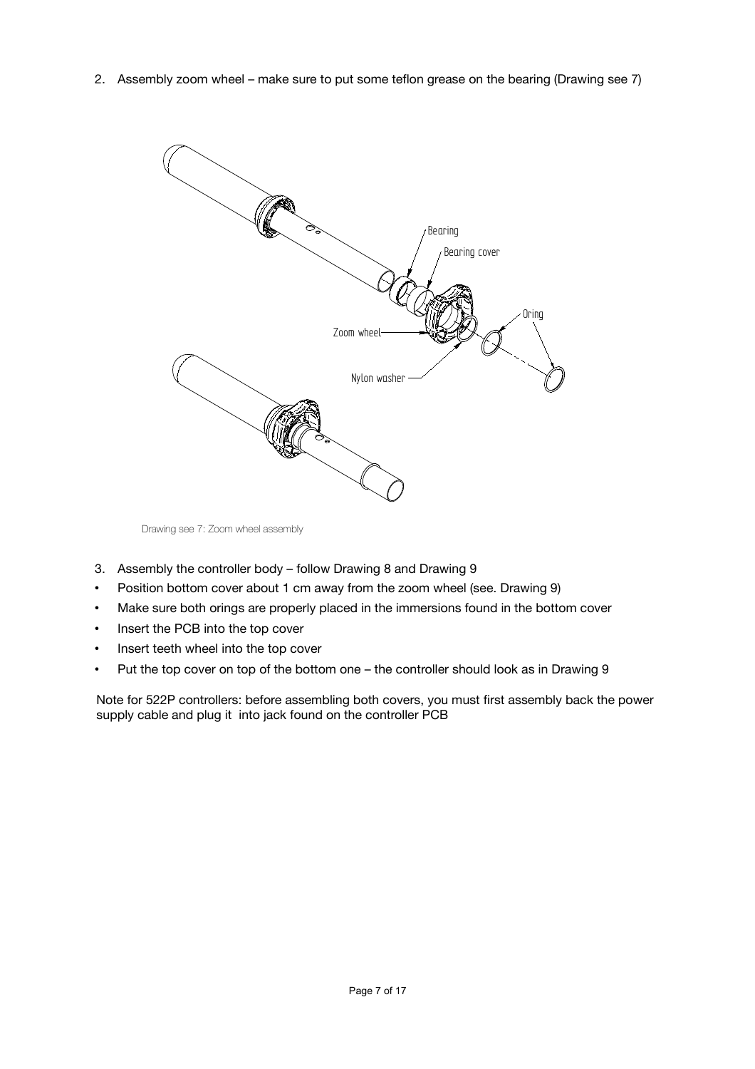2. Assembly zoom wheel – make sure to put some teflon grease on the bearing (Drawing see 7)

Bearing

Bearing cover

Oring

Zoom wheel

Nylon washer

Drawing see 7: Zoom wheel assembly

3. Assembly the controller body – follow Drawing 8 and Drawing 9

- Position bottom cover about 1 cm away from the zoom wheel (see. Drawing 9)
- Make sure both orings are properly placed in the immersions found in the bottom cover
- Insert the PCB into the top cover
- Insert teeth wheel into the top cover
- Put the top cover on top of the bottom one – the controller should look as in Drawing 9

Note for 522P controllers: before assembling both covers, you must first assembly back the power supply cable and plug it into jack found on the controller PCB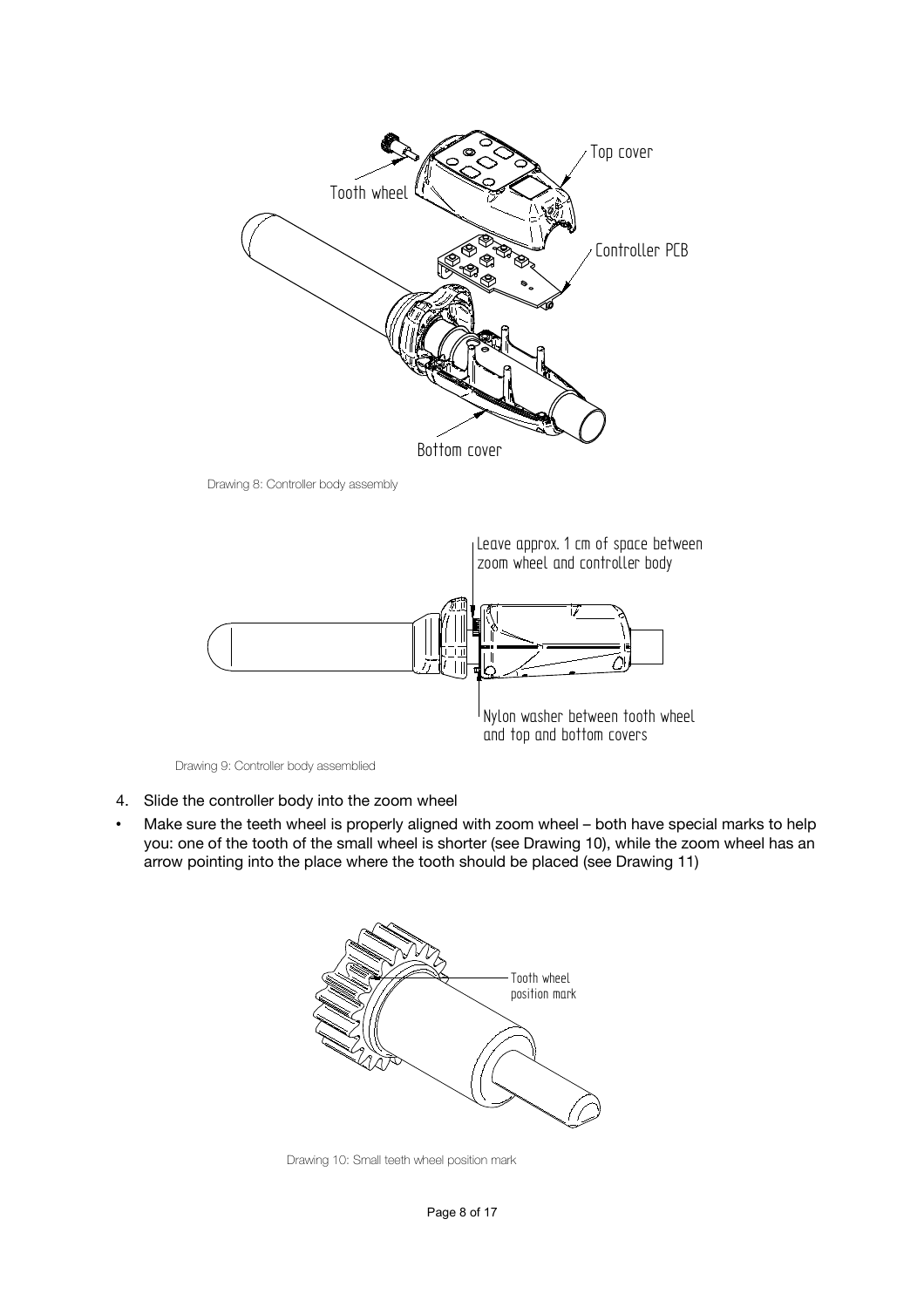Drawing 8: Controller body assembly

Drawing 9: Controller body assemblied

4. Slide the controller body into the zoom wheel

- Make sure the teeth wheel is properly aligned with zoom wheel – both have special marks to help you: one of the tooth of the small wheel is shorter (see Drawing 10), while the zoom wheel has an arrow pointing into the place where the tooth should be placed (see Drawing 11)

Drawing 10: Small teeth wheel position mark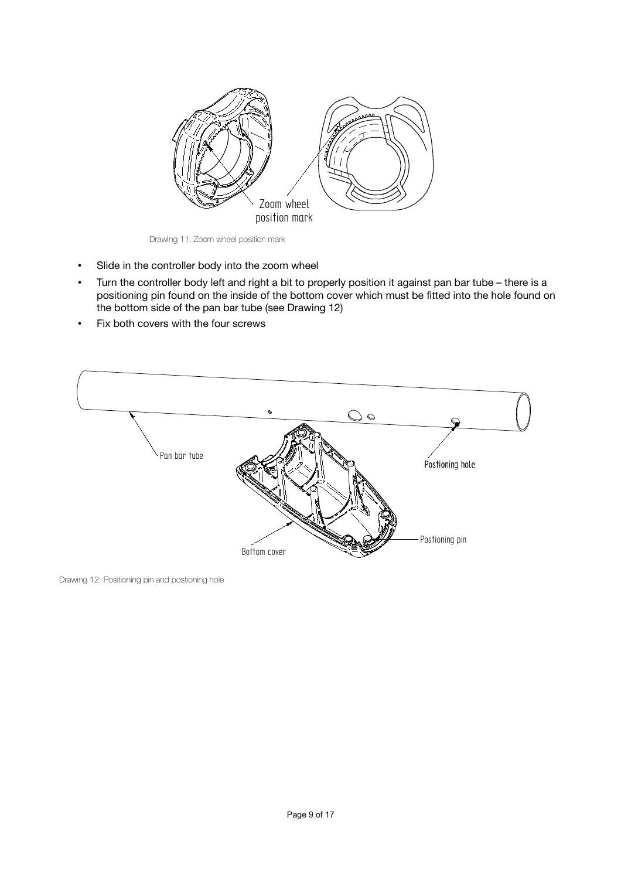Drawing 11: Zoom wheel position mark

- Slide in the controller body into the zoom wheel
- Turn the controller body left and right a bit to properly position it against pan bar tube – there is a positioning pin found on the inside of the bottom cover which must be fitted into the hole found on the bottom side of the pan bar tube (see Drawing 12)
- Fix both covers with the four screws

Drawing 12: Positioning pin and postioning hole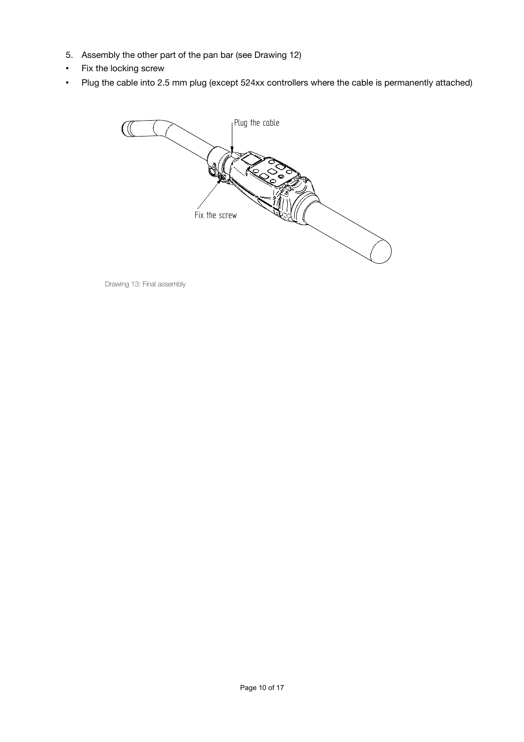5. Assembly the other part of the pan bar (see Drawing 12)

- Fix the locking screw
- Plug the cable into 2.5 mm plug (except 524xx controllers where the cable is permanently attached)

Plug the cable

Fix the screw

Drawing 13: Final assembly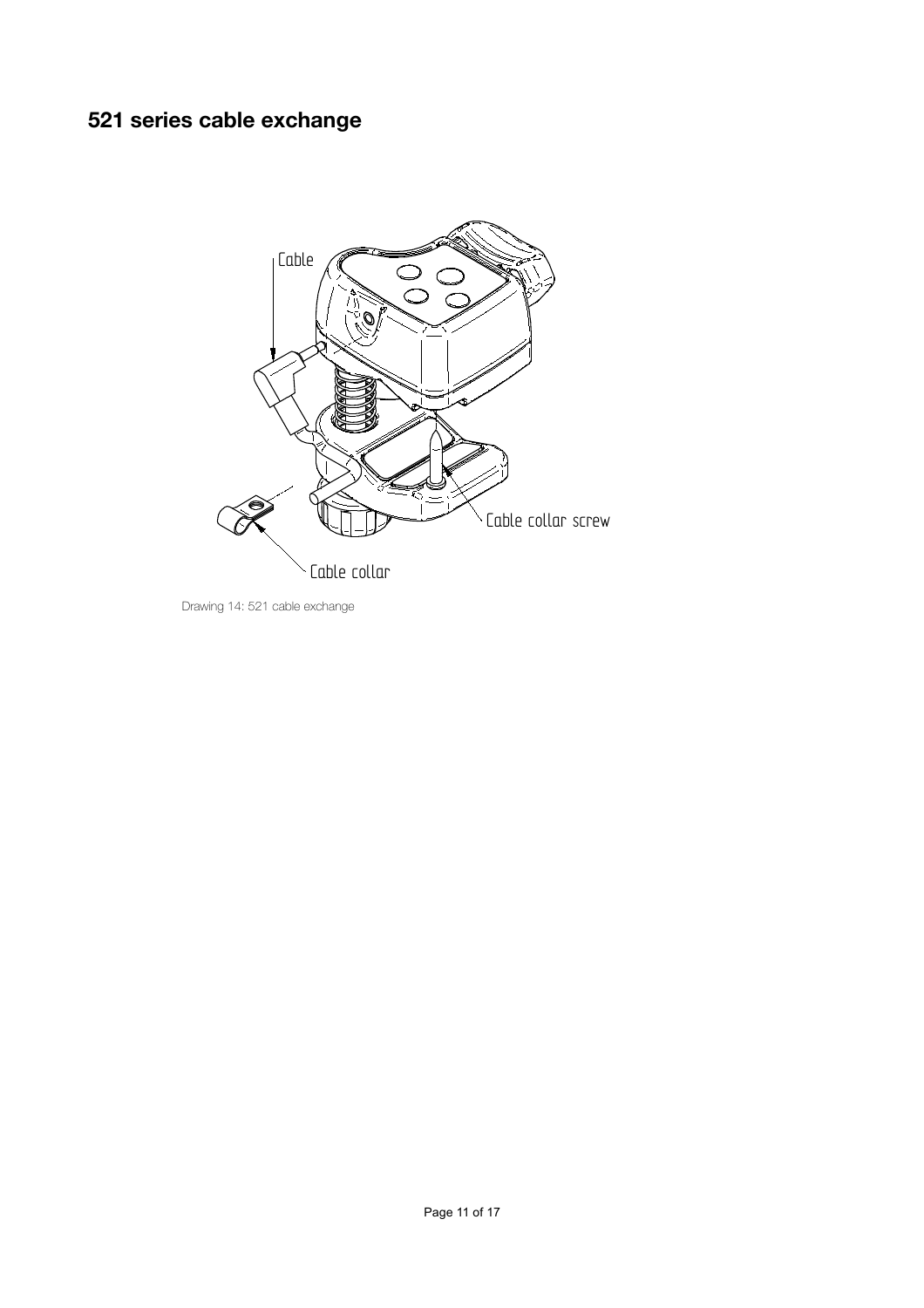## 521 series cable exchange

Cable

Cable collar screw

Cable collar

Drawing 14: 521 cable exchange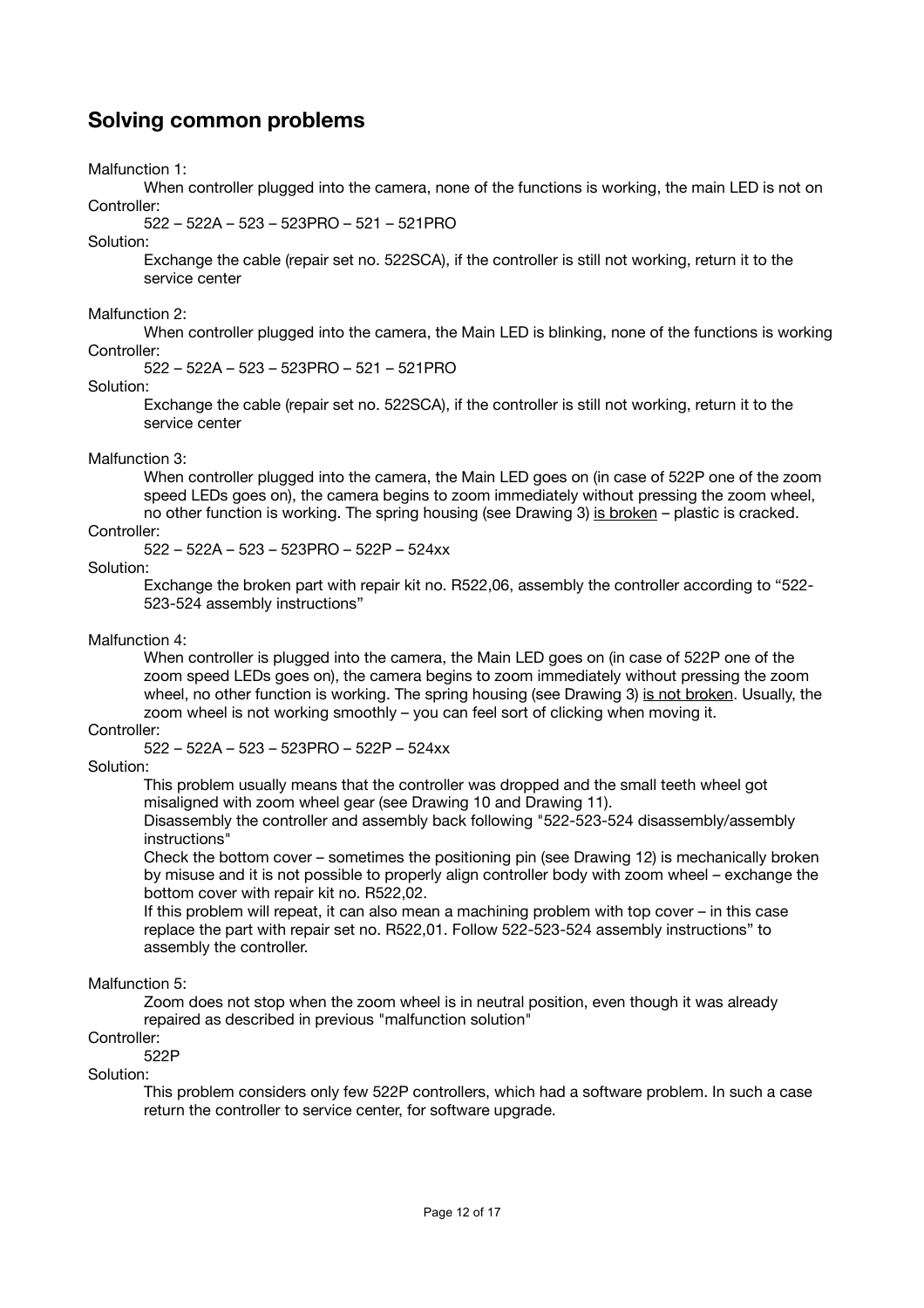## Solving common problems

Malfunction 1:

When controller plugged into the camera, none of the functions is working, the main LED is not on

Controller:

522 – 522A – 523 – 523PRO – 521 – 521PRO

Solution:

Exchange the cable (repair set no. 522SCA), if the controller is still not working, return it to the service center

Malfunction 2:

When controller plugged into the camera, the Main LED is blinking, none of the functions is working

Controller:

522 – 522A – 523 – 523PRO – 521 – 521PRO

Solution:

Exchange the cable (repair set no. 522SCA), if the controller is still not working, return it to the service center

Malfunction 3:

When controller plugged into the camera, the Main LED goes on (in case of 522P one of the zoom speed LEDs goes on), the camera begins to zoom immediately without pressing the zoom wheel, no other function is working. The spring housing (see Drawing 3) <u>is broken</u> – plastic is cracked.

Controller:

522 – 522A – 523 – 523PRO – 522P – 524xx

Solution:

Exchange the broken part with repair kit no. R522,06, assembly the controller according to "522-523-524 assembly instructions"

Malfunction 4:

When controller is plugged into the camera, the Main LED goes on (in case of 522P one of the zoom speed LEDs goes on), the camera begins to zoom immediately without pressing the zoom wheel, no other function is working. The spring housing (see Drawing 3) <u>is not broken</u>. Usually, the zoom wheel is not working smoothly – you can feel sort of clicking when moving it.

Controller:

522 – 522A – 523 – 523PRO – 522P – 524xx

Solution:

This problem usually means that the controller was dropped and the small teeth wheel got misaligned with zoom wheel gear (see Drawing 10 and Drawing 11).

Disassembly the controller and assembly back following "522-523-524 disassembly/assembly instructions"

Check the bottom cover – sometimes the positioning pin (see Drawing 12) is mechanically broken by misuse and it is not possible to properly align controller body with zoom wheel – exchange the bottom cover with repair kit no. R522,02.

If this problem will repeat, it can also mean a machining problem with top cover – in this case replace the part with repair set no. R522,01. Follow 522-523-524 assembly instructions" to assembly the controller.

Malfunction 5:

Zoom does not stop when the zoom wheel is in neutral position, even though it was already repaired as described in previous "malfunction solution"

Controller:

522P

Solution:

This problem considers only few 522P controllers, which had a software problem. In such a case return the controller to service center, for software upgrade.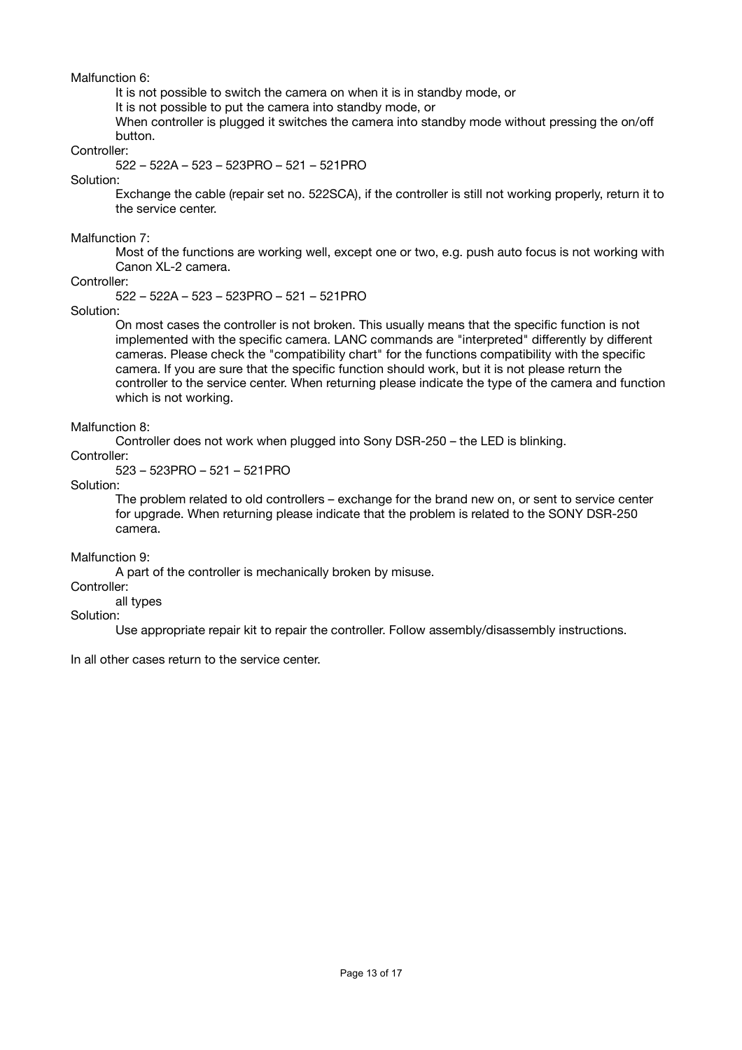Malfunction 6:

It is not possible to switch the camera on when it is in standby mode, or
It is not possible to put the camera into standby mode, or
When controller is plugged it switches the camera into standby mode without pressing the on/off button.

Controller:

522 – 522A – 523 – 523PRO – 521 – 521PRO

Solution:

Exchange the cable (repair set no. 522SCA), if the controller is still not working properly, return it to the service center.

Malfunction 7:

Most of the functions are working well, except one or two, e.g. push auto focus is not working with Canon XL-2 camera.

Controller:

522 – 522A – 523 – 523PRO – 521 – 521PRO

Solution:

On most cases the controller is not broken. This usually means that the specific function is not implemented with the specific camera. LANC commands are "interpreted" differently by different cameras. Please check the "compatibility chart" for the functions compatibility with the specific camera. If you are sure that the specific function should work, but it is not please return the controller to the service center. When returning please indicate the type of the camera and function which is not working.

Malfunction 8:

Controller does not work when plugged into Sony DSR-250 – the LED is blinking.

Controller:

523 – 523PRO – 521 – 521PRO

Solution:

The problem related to old controllers – exchange for the brand new on, or sent to service center for upgrade. When returning please indicate that the problem is related to the SONY DSR-250 camera.

Malfunction 9:

A part of the controller is mechanically broken by misuse.

Controller:

all types

Solution:

Use appropriate repair kit to repair the controller. Follow assembly/disassembly instructions.

In all other cases return to the service center.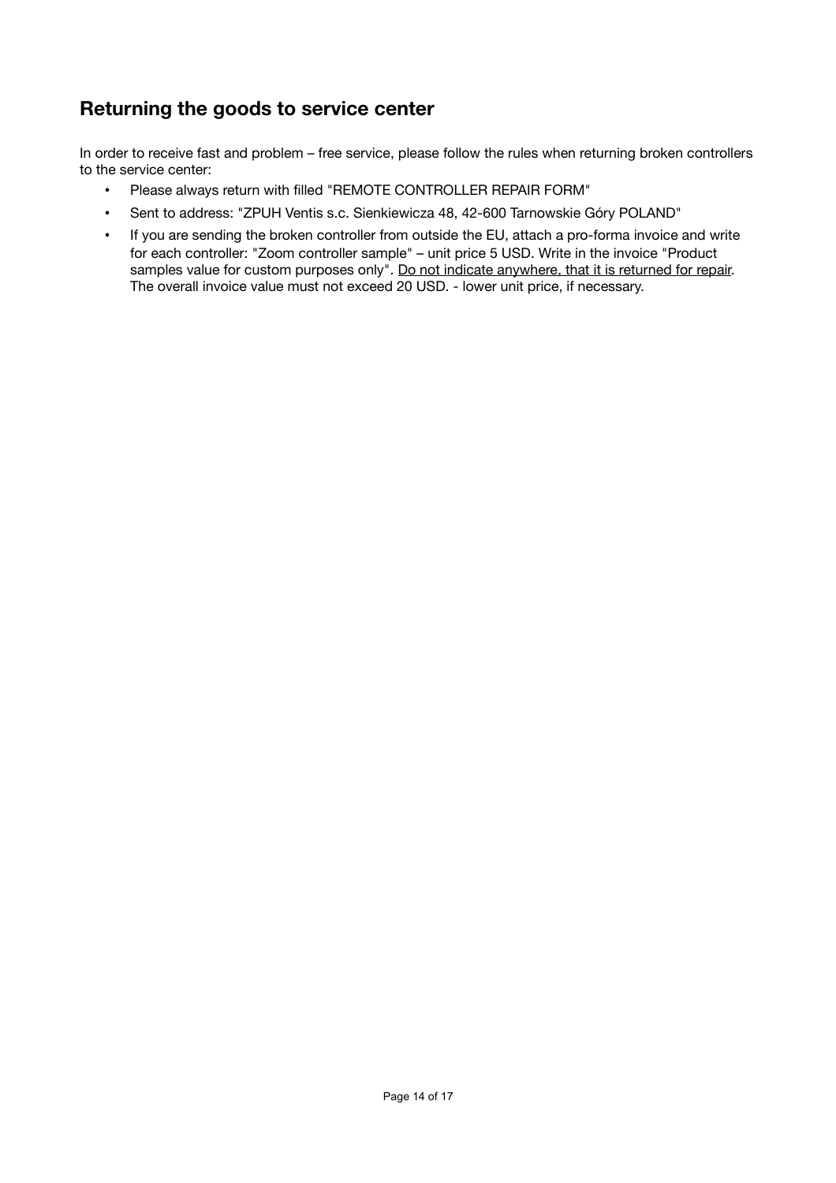## Returning the goods to service center

In order to receive fast and problem – free service, please follow the rules when returning broken controllers to the service center:

- Please always return with filled "REMOTE CONTROLLER REPAIR FORM"
- Sent to address: "ZPUH Ventis s.c. Sienkiewicza 48, 42-600 Tarnowskie Góry POLAND"
- If you are sending the broken controller from outside the EU, attach a pro-forma invoice and write for each controller: "Zoom controller sample" – unit price 5 USD. Write in the invoice "Product samples value for custom purposes only". <u>Do not indicate anywhere, that it is returned for repair</u>. The overall invoice value must not exceed 20 USD. - lower unit price, if necessary.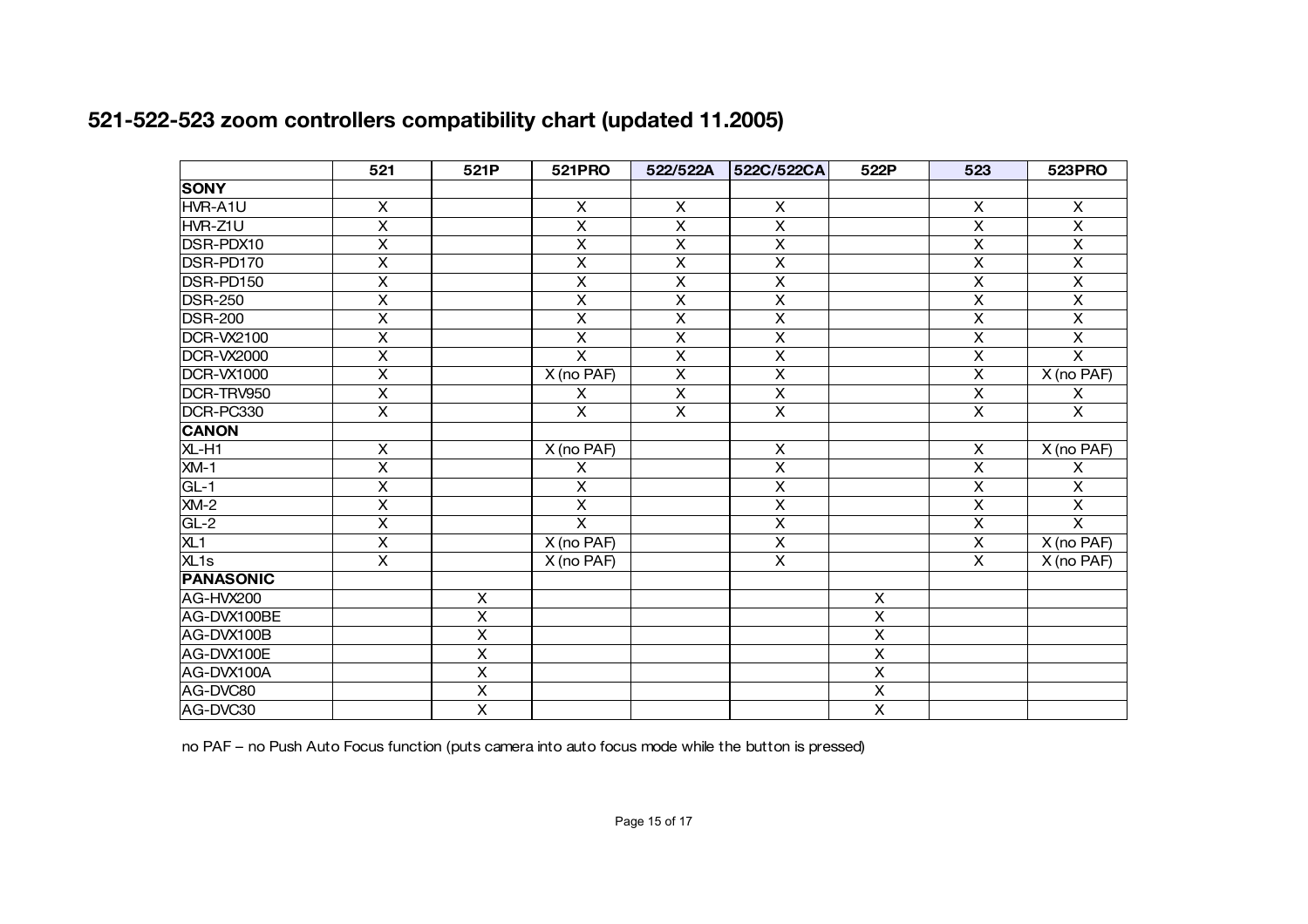## 521-522-523 zoom controllers compatibility chart (updated 11.2005)

| | 521 | 521P | 521PRO | 522/522A | 522C/522CA | 522P | 523 | 523PRO |
|---|---|---|---|---|---|---|---|---|
| **SONY** | | | | | | | | |
| HVR-A1U | X | | X | X | X | | X | X |
| HVR-Z1U | X | | X | X | X | | X | X |
| DSR-PDX10 | X | | X | X | X | | X | X |
| DSR-PD170 | X | | X | X | X | | X | X |
| DSR-PD150 | X | | X | X | X | | X | X |
| DSR-250 | X | | X | X | X | | X | X |
| DSR-200 | X | | X | X | X | | X | X |
| DCR-VX2100 | X | | X | X | X | | X | X |
| DCR-VX2000 | X | | X | X | X | | X | X |
| DCR-VX1000 | X | | X (no PAF) | X | X | | X | X (no PAF) |
| DCR-TRV950 | X | | X | X | X | | X | X |
| DCR-PC330 | X | | X | X | X | | X | X |
| **CANON** | | | | | | | | |
| XL-H1 | X | | X (no PAF) | | X | | X | X (no PAF) |
| XM-1 | X | | X | | X | | X | X |
| GL-1 | X | | X | | X | | X | X |
| XM-2 | X | | X | | X | | X | X |
| GL-2 | X | | X | | X | | X | X |
| XL1 | X | | X (no PAF) | | X | | X | X (no PAF) |
| XL1s | X | | X (no PAF) | | X | | X | X (no PAF) |
| **PANASONIC** | | | | | | | | |
| AG-HVX200 | | X | | | | X | | |
| AG-DVX100BE | | X | | | | X | | |
| AG-DVX100B | | X | | | | X | | |
| AG-DVX100E | | X | | | | X | | |
| AG-DVX100A | | X | | | | X | | |
| AG-DVC80 | | X | | | | X | | |
| AG-DVC30 | | X | | | | X | | |

no PAF – no Push Auto Focus function (puts camera into auto focus mode while the button is pressed)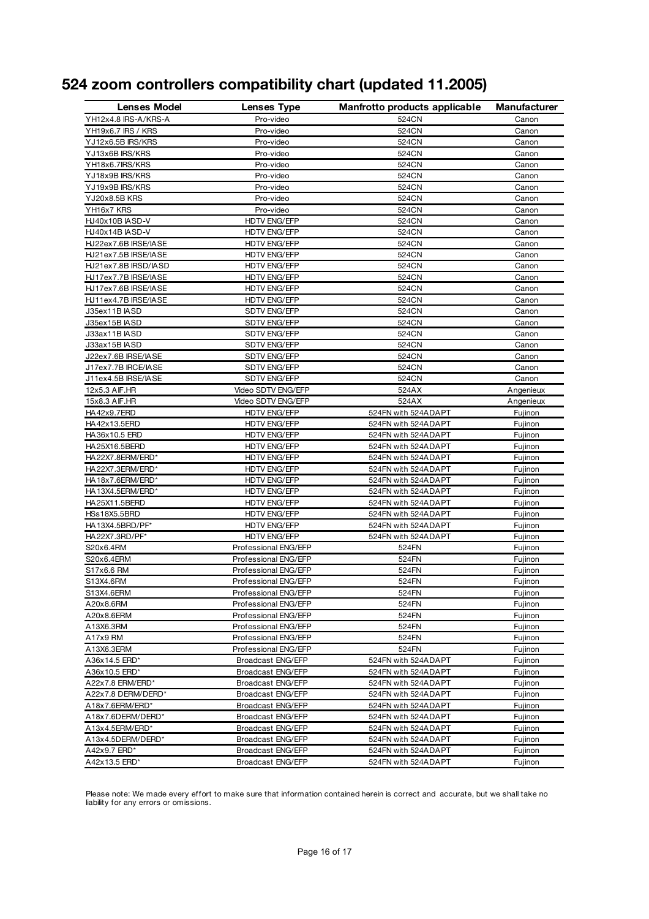# 524 zoom controllers compatibility chart (updated 11.2005)

| Lenses Model | Lenses Type | Manfrotto products applicable | Manufacturer |
|---|---|---|---|
| YH12x4.8 IRS-A/KRS-A | Pro-video | 524CN | Canon |
| YH19x6.7 IRS / KRS | Pro-video | 524CN | Canon |
| YJ12x6.5B IRS/KRS | Pro-video | 524CN | Canon |
| YJ13x6B IRS/KRS | Pro-video | 524CN | Canon |
| YH18x6.7IRS/KRS | Pro-video | 524CN | Canon |
| YJ18x9B IRS/KRS | Pro-video | 524CN | Canon |
| YJ19x9B IRS/KRS | Pro-video | 524CN | Canon |
| YJ20x8.5B KRS | Pro-video | 524CN | Canon |
| YH16x7 KRS | Pro-video | 524CN | Canon |
| HJ40x10B IASD-V | HDTV ENG/EFP | 524CN | Canon |
| HJ40x14B IASD-V | HDTV ENG/EFP | 524CN | Canon |
| HJ22ex7.6B IRSE/IASE | HDTV ENG/EFP | 524CN | Canon |
| HJ21ex7.5B IRSE/IASE | HDTV ENG/EFP | 524CN | Canon |
| HJ21ex7.8B IRSD/IASD | HDTV ENG/EFP | 524CN | Canon |
| HJ17ex7.7B IRSE/IASE | HDTV ENG/EFP | 524CN | Canon |
| HJ17ex7.6B IRSE/IASE | HDTV ENG/EFP | 524CN | Canon |
| HJ11ex4.7B IRSE/IASE | HDTV ENG/EFP | 524CN | Canon |
| J35ex11B IASD | SDTV ENG/EFP | 524CN | Canon |
| J35ex15B IASD | SDTV ENG/EFP | 524CN | Canon |
| J33ax11B IASD | SDTV ENG/EFP | 524CN | Canon |
| J33ax15B IASD | SDTV ENG/EFP | 524CN | Canon |
| J22ex7.6B IRSE/IASE | SDTV ENG/EFP | 524CN | Canon |
| J17ex7.7B IRCE/IASE | SDTV ENG/EFP | 524CN | Canon |
| J11ex4.5B IRSE/IASE | SDTV ENG/EFP | 524CN | Canon |
| 12x5.3 AIF.HR | Video SDTV ENG/EFP | 524AX | Angenieux |
| 15x8.3 AIF.HR | Video SDTV ENG/EFP | 524AX | Angenieux |
| HA42x9.7ERD | HDTV ENG/EFP | 524FN with 524ADAPT | Fujinon |
| HA42x13.5ERD | HDTV ENG/EFP | 524FN with 524ADAPT | Fujinon |
| HA36x10.5 ERD | HDTV ENG/EFP | 524FN with 524ADAPT | Fujinon |
| HA25X16.5BERD | HDTV ENG/EFP | 524FN with 524ADAPT | Fujinon |
| HA22X7.8ERM/ERD* | HDTV ENG/EFP | 524FN with 524ADAPT | Fujinon |
| HA22X7.3ERM/ERD* | HDTV ENG/EFP | 524FN with 524ADAPT | Fujinon |
| HA18x7.6ERM/ERD* | HDTV ENG/EFP | 524FN with 524ADAPT | Fujinon |
| HA13X4.5ERM/ERD* | HDTV ENG/EFP | 524FN with 524ADAPT | Fujinon |
| HA25X11.5BERD | HDTV ENG/EFP | 524FN with 524ADAPT | Fujinon |
| HSs18X5.5BRD | HDTV ENG/EFP | 524FN with 524ADAPT | Fujinon |
| HA13X4.5BRD/PF* | HDTV ENG/EFP | 524FN with 524ADAPT | Fujinon |
| HA22X7.3RD/PF* | HDTV ENG/EFP | 524FN with 524ADAPT | Fujinon |
| S20x6.4RM | Professional ENG/EFP | 524FN | Fujinon |
| S20x6.4ERM | Professional ENG/EFP | 524FN | Fujinon |
| S17x6.6 RM | Professional ENG/EFP | 524FN | Fujinon |
| S13X4.6RM | Professional ENG/EFP | 524FN | Fujinon |
| S13X4.6ERM | Professional ENG/EFP | 524FN | Fujinon |
| A20x8.6RM | Professional ENG/EFP | 524FN | Fujinon |
| A20x8.6ERM | Professional ENG/EFP | 524FN | Fujinon |
| A13X6.3RM | Professional ENG/EFP | 524FN | Fujinon |
| A17x9 RM | Professional ENG/EFP | 524FN | Fujinon |
| A13X6.3ERM | Professional ENG/EFP | 524FN | Fujinon |
| A36x14.5 ERD* | Broadcast ENG/EFP | 524FN with 524ADAPT | Fujinon |
| A36x10.5 ERD* | Broadcast ENG/EFP | 524FN with 524ADAPT | Fujinon |
| A22x7.8 ERM/ERD* | Broadcast ENG/EFP | 524FN with 524ADAPT | Fujinon |
| A22x7.8 DERM/DERD* | Broadcast ENG/EFP | 524FN with 524ADAPT | Fujinon |
| A18x7.6ERM/ERD* | Broadcast ENG/EFP | 524FN with 524ADAPT | Fujinon |
| A18x7.6DERM/DERD* | Broadcast ENG/EFP | 524FN with 524ADAPT | Fujinon |
| A13x4.5ERM/ERD* | Broadcast ENG/EFP | 524FN with 524ADAPT | Fujinon |
| A13x4.5DERM/DERD* | Broadcast ENG/EFP | 524FN with 524ADAPT | Fujinon |
| A42x9.7 ERD* | Broadcast ENG/EFP | 524FN with 524ADAPT | Fujinon |
| A42x13.5 ERD* | Broadcast ENG/EFP | 524FN with 524ADAPT | Fujinon |

Please note: We made every effort to make sure that information contained herein is correct and accurate, but we shall take no liability for any errors or omissions.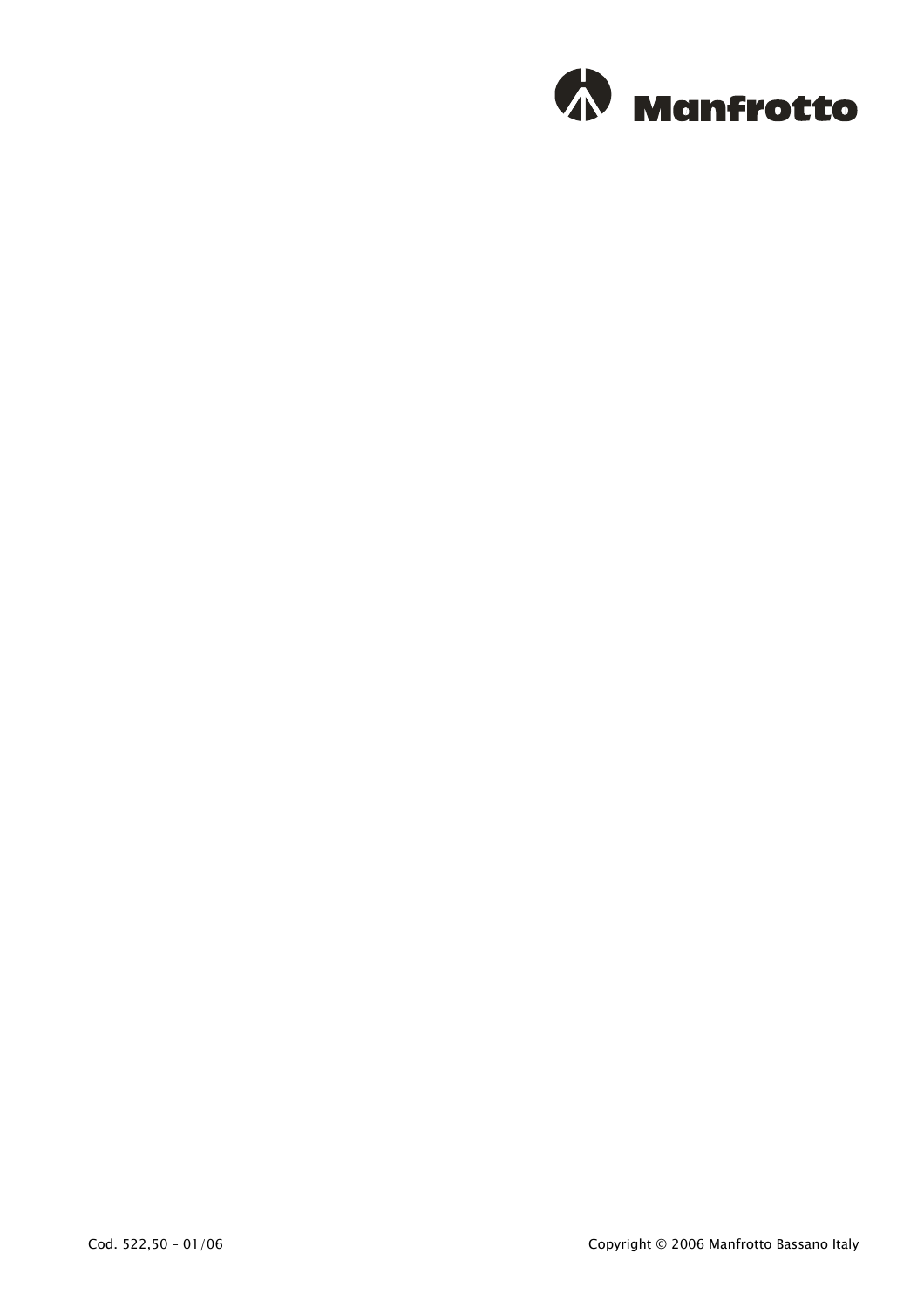Manfrotto

Cod. 522,50 – 01/06

Copyright © 2006 Manfrotto Bassano Italy